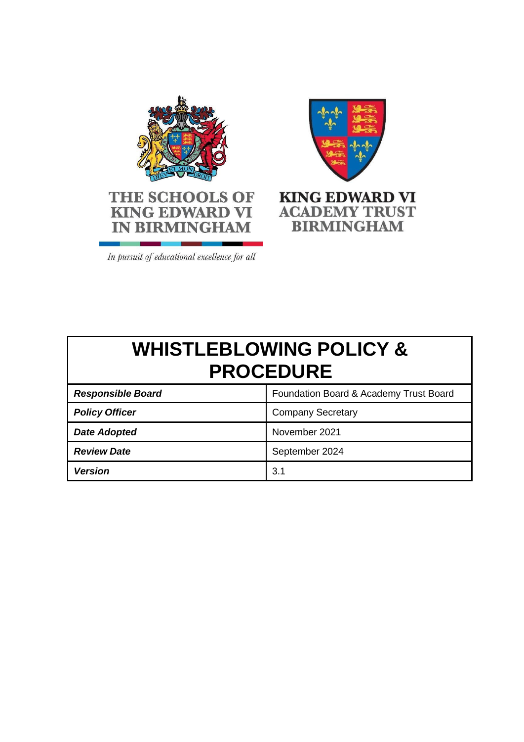THE SCHOOLS OF KING EDWARD VI IN BIRMINGHAM

*In pursuit of educational excellence for all*

KING EDWARD VI ACADEMY TRUST BIRMINGHAM

# WHISTLEBLOWING POLICY & PROCEDURE

| | |
|---|---|
| ***Responsible Board*** | Foundation Board & Academy Trust Board |
| ***Policy Officer*** | Company Secretary |
| ***Date Adopted*** | November 2021 |
| ***Review Date*** | September 2024 |
| ***Version*** | 3.1 |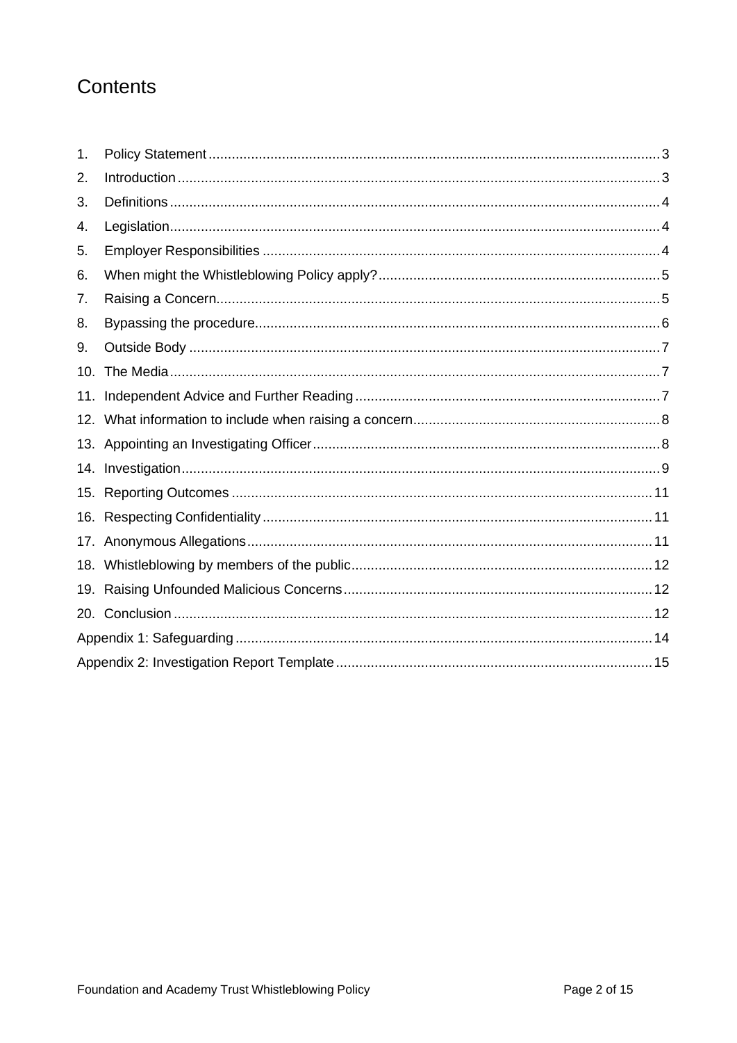# Contents

1. Policy Statement ........................................ 3
2. Introduction ........................................ 3
3. Definitions ........................................ 4
4. Legislation ........................................ 4
5. Employer Responsibilities ........................................ 4
6. When might the Whistleblowing Policy apply? ........................................ 5
7. Raising a Concern ........................................ 5
8. Bypassing the procedure ........................................ 6
9. Outside Body ........................................ 7
10. The Media ........................................ 7
11. Independent Advice and Further Reading ........................................ 7
12. What information to include when raising a concern ........................................ 8
13. Appointing an Investigating Officer ........................................ 8
14. Investigation ........................................ 9
15. Reporting Outcomes ........................................ 11
16. Respecting Confidentiality ........................................ 11
17. Anonymous Allegations ........................................ 11
18. Whistleblowing by members of the public ........................................ 12
19. Raising Unfounded Malicious Concerns ........................................ 12
20. Conclusion ........................................ 12

Appendix 1: Safeguarding ........................................ 14

Appendix 2: Investigation Report Template ........................................ 15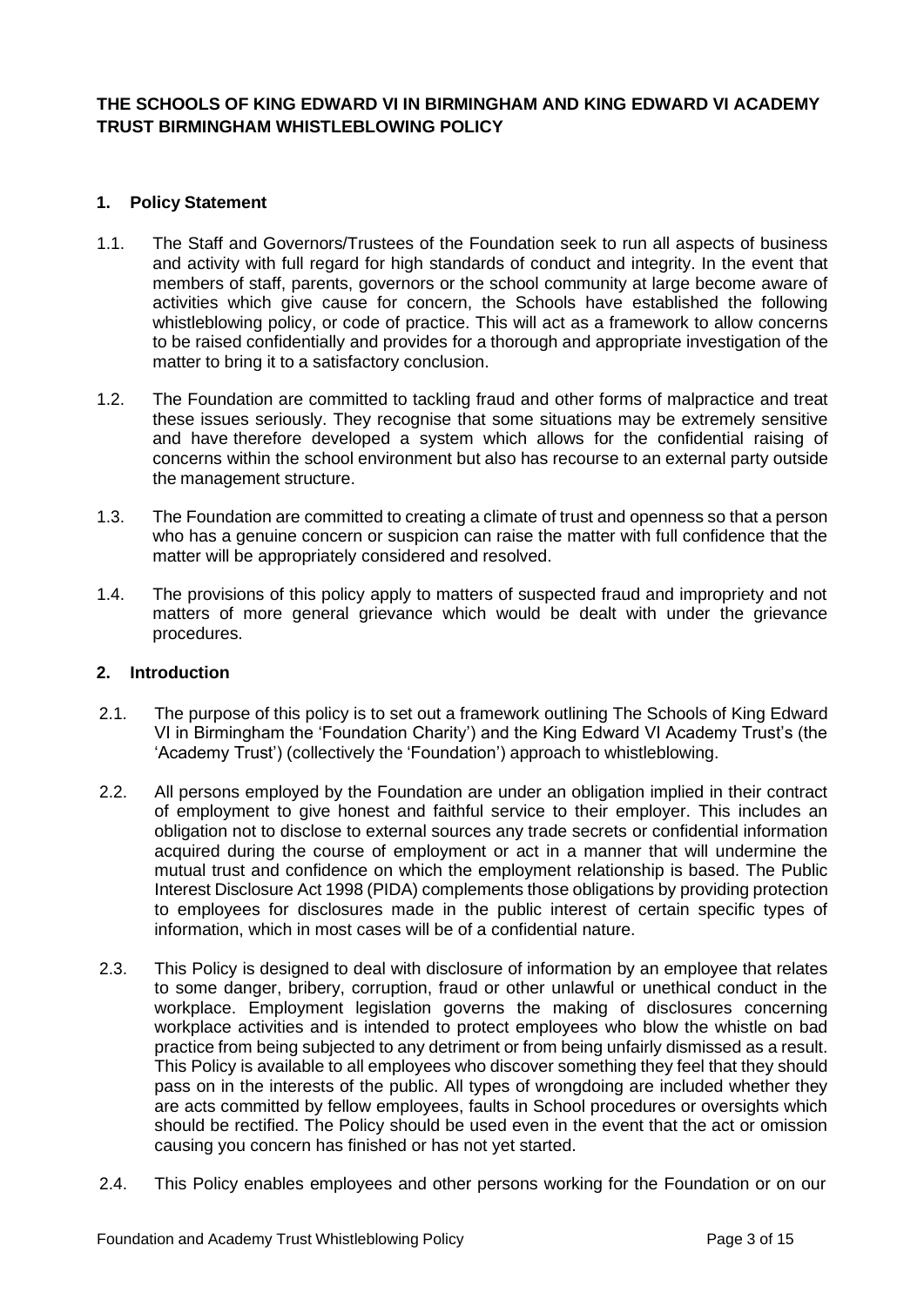## THE SCHOOLS OF KING EDWARD VI IN BIRMINGHAM AND KING EDWARD VI ACADEMY TRUST BIRMINGHAM WHISTLEBLOWING POLICY

### 1. Policy Statement

1.1. The Staff and Governors/Trustees of the Foundation seek to run all aspects of business and activity with full regard for high standards of conduct and integrity. In the event that members of staff, parents, governors or the school community at large become aware of activities which give cause for concern, the Schools have established the following whistleblowing policy, or code of practice. This will act as a framework to allow concerns to be raised confidentially and provides for a thorough and appropriate investigation of the matter to bring it to a satisfactory conclusion.

1.2. The Foundation are committed to tackling fraud and other forms of malpractice and treat these issues seriously. They recognise that some situations may be extremely sensitive and have therefore developed a system which allows for the confidential raising of concerns within the school environment but also has recourse to an external party outside the management structure.

1.3. The Foundation are committed to creating a climate of trust and openness so that a person who has a genuine concern or suspicion can raise the matter with full confidence that the matter will be appropriately considered and resolved.

1.4. The provisions of this policy apply to matters of suspected fraud and impropriety and not matters of more general grievance which would be dealt with under the grievance procedures.

### 2. Introduction

2.1. The purpose of this policy is to set out a framework outlining The Schools of King Edward VI in Birmingham the 'Foundation Charity') and the King Edward VI Academy Trust's (the 'Academy Trust') (collectively the 'Foundation') approach to whistleblowing.

2.2. All persons employed by the Foundation are under an obligation implied in their contract of employment to give honest and faithful service to their employer. This includes an obligation not to disclose to external sources any trade secrets or confidential information acquired during the course of employment or act in a manner that will undermine the mutual trust and confidence on which the employment relationship is based. The Public Interest Disclosure Act 1998 (PIDA) complements those obligations by providing protection to employees for disclosures made in the public interest of certain specific types of information, which in most cases will be of a confidential nature.

2.3. This Policy is designed to deal with disclosure of information by an employee that relates to some danger, bribery, corruption, fraud or other unlawful or unethical conduct in the workplace. Employment legislation governs the making of disclosures concerning workplace activities and is intended to protect employees who blow the whistle on bad practice from being subjected to any detriment or from being unfairly dismissed as a result. This Policy is available to all employees who discover something they feel that they should pass on in the interests of the public. All types of wrongdoing are included whether they are acts committed by fellow employees, faults in School procedures or oversights which should be rectified. The Policy should be used even in the event that the act or omission causing you concern has finished or has not yet started.

2.4. This Policy enables employees and other persons working for the Foundation or on our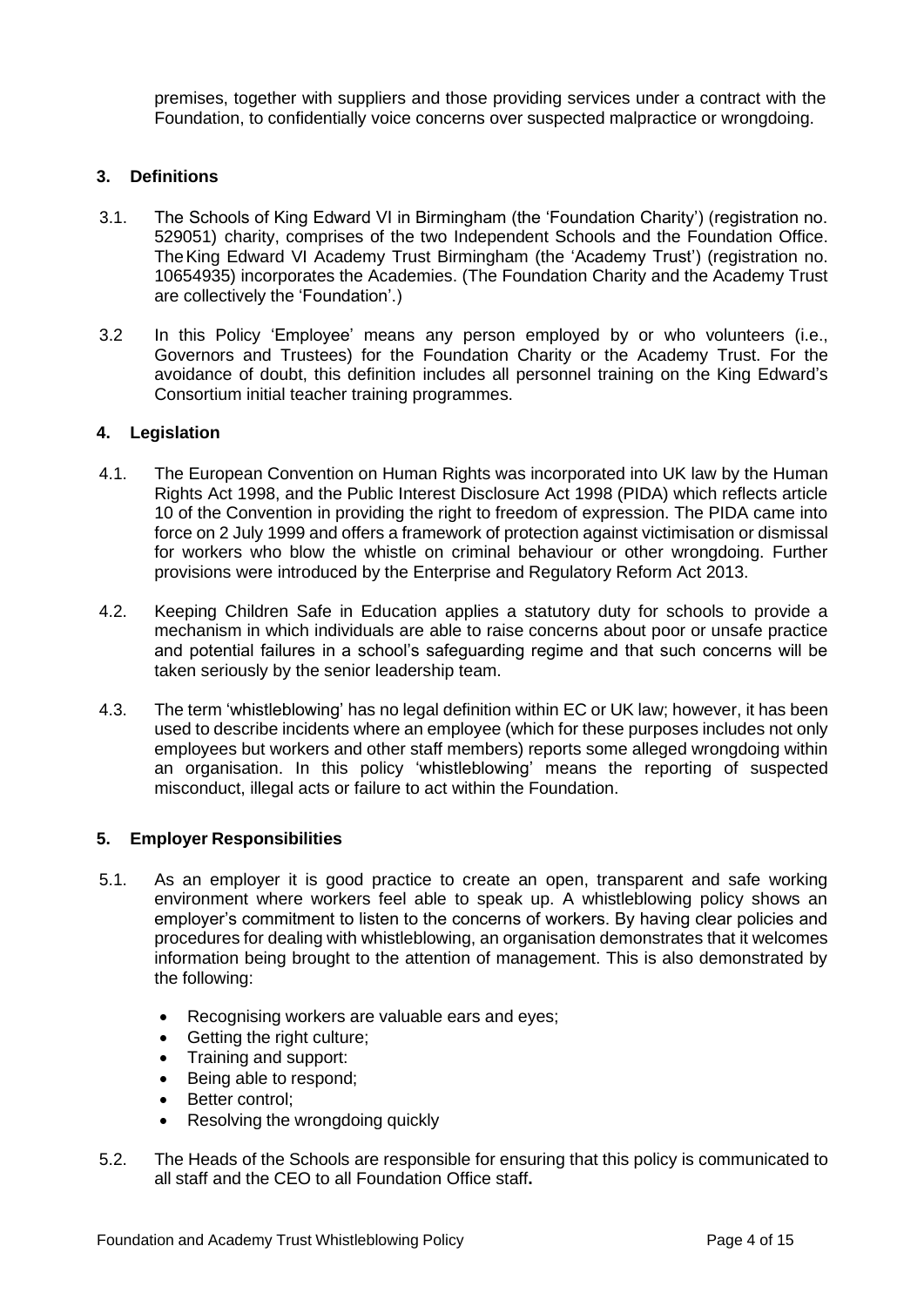premises, together with suppliers and those providing services under a contract with the Foundation, to confidentially voice concerns over suspected malpractice or wrongdoing.

## 3. Definitions

3.1. The Schools of King Edward VI in Birmingham (the 'Foundation Charity') (registration no. 529051) charity, comprises of the two Independent Schools and the Foundation Office. The King Edward VI Academy Trust Birmingham (the 'Academy Trust') (registration no. 10654935) incorporates the Academies. (The Foundation Charity and the Academy Trust are collectively the 'Foundation'.)

3.2 In this Policy 'Employee' means any person employed by or who volunteers (i.e., Governors and Trustees) for the Foundation Charity or the Academy Trust. For the avoidance of doubt, this definition includes all personnel training on the King Edward's Consortium initial teacher training programmes.

## 4. Legislation

4.1. The European Convention on Human Rights was incorporated into UK law by the Human Rights Act 1998, and the Public Interest Disclosure Act 1998 (PIDA) which reflects article 10 of the Convention in providing the right to freedom of expression. The PIDA came into force on 2 July 1999 and offers a framework of protection against victimisation or dismissal for workers who blow the whistle on criminal behaviour or other wrongdoing. Further provisions were introduced by the Enterprise and Regulatory Reform Act 2013.

4.2. Keeping Children Safe in Education applies a statutory duty for schools to provide a mechanism in which individuals are able to raise concerns about poor or unsafe practice and potential failures in a school's safeguarding regime and that such concerns will be taken seriously by the senior leadership team.

4.3. The term 'whistleblowing' has no legal definition within EC or UK law; however, it has been used to describe incidents where an employee (which for these purposes includes not only employees but workers and other staff members) reports some alleged wrongdoing within an organisation. In this policy 'whistleblowing' means the reporting of suspected misconduct, illegal acts or failure to act within the Foundation.

## 5. Employer Responsibilities

5.1. As an employer it is good practice to create an open, transparent and safe working environment where workers feel able to speak up. A whistleblowing policy shows an employer's commitment to listen to the concerns of workers. By having clear policies and procedures for dealing with whistleblowing, an organisation demonstrates that it welcomes information being brought to the attention of management. This is also demonstrated by the following:

- Recognising workers are valuable ears and eyes;
- Getting the right culture;
- Training and support:
- Being able to respond;
- Better control;
- Resolving the wrongdoing quickly

5.2. The Heads of the Schools are responsible for ensuring that this policy is communicated to all staff and the CEO to all Foundation Office staff**.**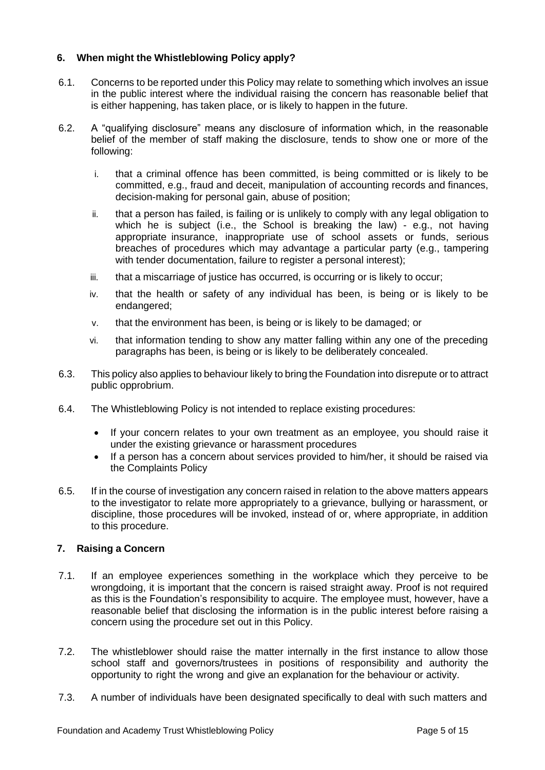## 6. When might the Whistleblowing Policy apply?

6.1. Concerns to be reported under this Policy may relate to something which involves an issue in the public interest where the individual raising the concern has reasonable belief that is either happening, has taken place, or is likely to happen in the future.

6.2. A "qualifying disclosure" means any disclosure of information which, in the reasonable belief of the member of staff making the disclosure, tends to show one or more of the following:

i. that a criminal offence has been committed, is being committed or is likely to be committed, e.g., fraud and deceit, manipulation of accounting records and finances, decision-making for personal gain, abuse of position;

ii. that a person has failed, is failing or is unlikely to comply with any legal obligation to which he is subject (i.e., the School is breaking the law) - e.g., not having appropriate insurance, inappropriate use of school assets or funds, serious breaches of procedures which may advantage a particular party (e.g., tampering with tender documentation, failure to register a personal interest);

iii. that a miscarriage of justice has occurred, is occurring or is likely to occur;

iv. that the health or safety of any individual has been, is being or is likely to be endangered;

v. that the environment has been, is being or is likely to be damaged; or

vi. that information tending to show any matter falling within any one of the preceding paragraphs has been, is being or is likely to be deliberately concealed.

6.3. This policy also applies to behaviour likely to bring the Foundation into disrepute or to attract public opprobrium.

6.4. The Whistleblowing Policy is not intended to replace existing procedures:

- If your concern relates to your own treatment as an employee, you should raise it under the existing grievance or harassment procedures
- If a person has a concern about services provided to him/her, it should be raised via the Complaints Policy

6.5. If in the course of investigation any concern raised in relation to the above matters appears to the investigator to relate more appropriately to a grievance, bullying or harassment, or discipline, those procedures will be invoked, instead of or, where appropriate, in addition to this procedure.

## 7. Raising a Concern

7.1. If an employee experiences something in the workplace which they perceive to be wrongdoing, it is important that the concern is raised straight away. Proof is not required as this is the Foundation's responsibility to acquire. The employee must, however, have a reasonable belief that disclosing the information is in the public interest before raising a concern using the procedure set out in this Policy.

7.2. The whistleblower should raise the matter internally in the first instance to allow those school staff and governors/trustees in positions of responsibility and authority the opportunity to right the wrong and give an explanation for the behaviour or activity.

7.3. A number of individuals have been designated specifically to deal with such matters and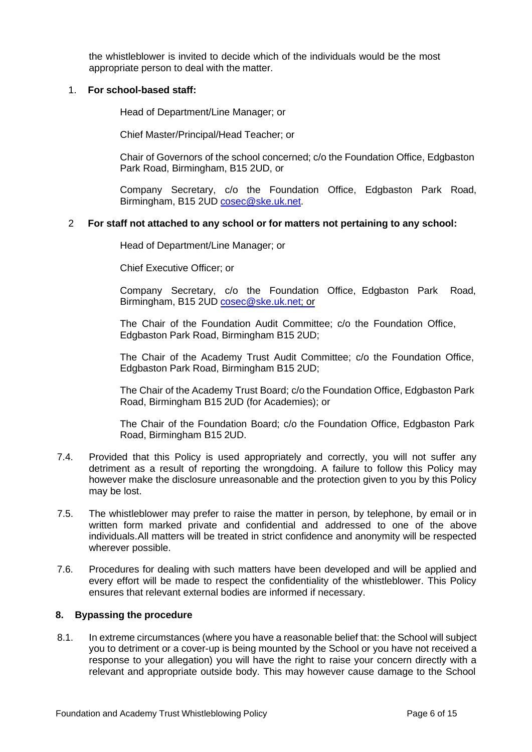the whistleblower is invited to decide which of the individuals would be the most appropriate person to deal with the matter.

1. **For school-based staff:**

   Head of Department/Line Manager; or

   Chief Master/Principal/Head Teacher; or

   Chair of Governors of the school concerned; c/o the Foundation Office, Edgbaston Park Road, Birmingham, B15 2UD, or

   Company Secretary, c/o the Foundation Office, Edgbaston Park Road, Birmingham, B15 2UD cosec@ske.uk.net.

2. **For staff not attached to any school or for matters not pertaining to any school:**

   Head of Department/Line Manager; or

   Chief Executive Officer; or

   Company Secretary, c/o the Foundation Office, Edgbaston Park Road, Birmingham, B15 2UD cosec@ske.uk.net; or

   The Chair of the Foundation Audit Committee; c/o the Foundation Office, Edgbaston Park Road, Birmingham B15 2UD;

   The Chair of the Academy Trust Audit Committee; c/o the Foundation Office, Edgbaston Park Road, Birmingham B15 2UD;

   The Chair of the Academy Trust Board; c/o the Foundation Office, Edgbaston Park Road, Birmingham B15 2UD (for Academies); or

   The Chair of the Foundation Board; c/o the Foundation Office, Edgbaston Park Road, Birmingham B15 2UD.

7.4. Provided that this Policy is used appropriately and correctly, you will not suffer any detriment as a result of reporting the wrongdoing. A failure to follow this Policy may however make the disclosure unreasonable and the protection given to you by this Policy may be lost.

7.5. The whistleblower may prefer to raise the matter in person, by telephone, by email or in written form marked private and confidential and addressed to one of the above individuals.All matters will be treated in strict confidence and anonymity will be respected wherever possible.

7.6. Procedures for dealing with such matters have been developed and will be applied and every effort will be made to respect the confidentiality of the whistleblower. This Policy ensures that relevant external bodies are informed if necessary.

## 8. Bypassing the procedure

8.1. In extreme circumstances (where you have a reasonable belief that: the School will subject you to detriment or a cover-up is being mounted by the School or you have not received a response to your allegation) you will have the right to raise your concern directly with a relevant and appropriate outside body. This may however cause damage to the School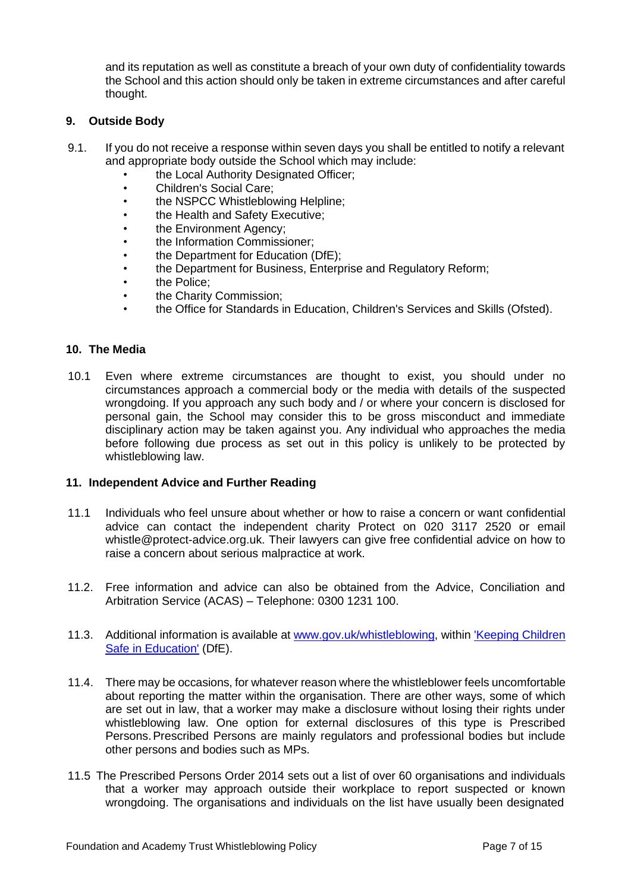and its reputation as well as constitute a breach of your own duty of confidentiality towards the School and this action should only be taken in extreme circumstances and after careful thought.

## 9. Outside Body

9.1. If you do not receive a response within seven days you shall be entitled to notify a relevant and appropriate body outside the School which may include:

- the Local Authority Designated Officer;
- Children's Social Care;
- the NSPCC Whistleblowing Helpline;
- the Health and Safety Executive;
- the Environment Agency;
- the Information Commissioner;
- the Department for Education (DfE);
- the Department for Business, Enterprise and Regulatory Reform;
- the Police;
- the Charity Commission;
- the Office for Standards in Education, Children's Services and Skills (Ofsted).

## 10. The Media

10.1 Even where extreme circumstances are thought to exist, you should under no circumstances approach a commercial body or the media with details of the suspected wrongdoing. If you approach any such body and / or where your concern is disclosed for personal gain, the School may consider this to be gross misconduct and immediate disciplinary action may be taken against you. Any individual who approaches the media before following due process as set out in this policy is unlikely to be protected by whistleblowing law.

## 11. Independent Advice and Further Reading

11.1 Individuals who feel unsure about whether or how to raise a concern or want confidential advice can contact the independent charity Protect on 020 3117 2520 or email whistle@protect-advice.org.uk. Their lawyers can give free confidential advice on how to raise a concern about serious malpractice at work.

11.2. Free information and advice can also be obtained from the Advice, Conciliation and Arbitration Service (ACAS) – Telephone: 0300 1231 100.

11.3. Additional information is available at [www.gov.uk/whistleblowing](www.gov.uk/whistleblowing), within ['Keeping Children Safe in Education'](#) (DfE).

11.4. There may be occasions, for whatever reason where the whistleblower feels uncomfortable about reporting the matter within the organisation. There are other ways, some of which are set out in law, that a worker may make a disclosure without losing their rights under whistleblowing law. One option for external disclosures of this type is Prescribed Persons. Prescribed Persons are mainly regulators and professional bodies but include other persons and bodies such as MPs.

11.5 The Prescribed Persons Order 2014 sets out a list of over 60 organisations and individuals that a worker may approach outside their workplace to report suspected or known wrongdoing. The organisations and individuals on the list have usually been designated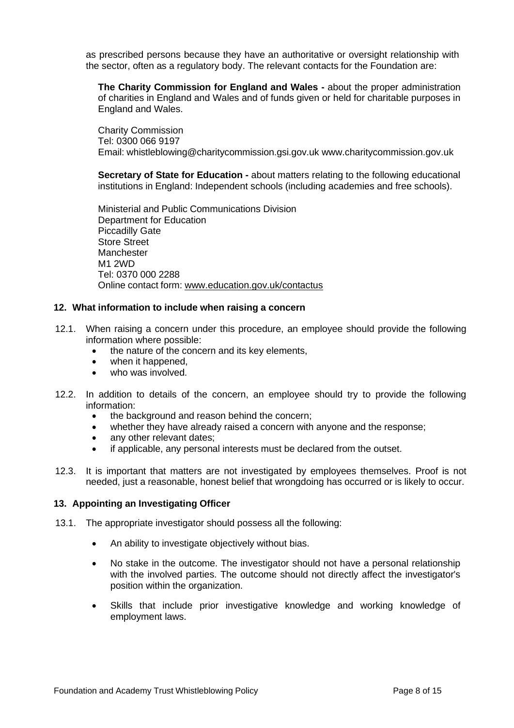as prescribed persons because they have an authoritative or oversight relationship with the sector, often as a regulatory body. The relevant contacts for the Foundation are:

**The Charity Commission for England and Wales -** about the proper administration of charities in England and Wales and of funds given or held for charitable purposes in England and Wales.

Charity Commission
Tel: 0300 066 9197
Email: whistleblowing@charitycommission.gsi.gov.uk www.charitycommission.gov.uk

**Secretary of State for Education -** about matters relating to the following educational institutions in England: Independent schools (including academies and free schools).

Ministerial and Public Communications Division
Department for Education
Piccadilly Gate
Store Street
Manchester
M1 2WD
Tel: 0370 000 2288
Online contact form: www.education.gov.uk/contactus

## 12. What information to include when raising a concern

12.1. When raising a concern under this procedure, an employee should provide the following information where possible:

- the nature of the concern and its key elements,
- when it happened,
- who was involved.

12.2. In addition to details of the concern, an employee should try to provide the following information:

- the background and reason behind the concern;
- whether they have already raised a concern with anyone and the response;
- any other relevant dates;
- if applicable, any personal interests must be declared from the outset.

12.3. It is important that matters are not investigated by employees themselves. Proof is not needed, just a reasonable, honest belief that wrongdoing has occurred or is likely to occur.

## 13. Appointing an Investigating Officer

13.1. The appropriate investigator should possess all the following:

- An ability to investigate objectively without bias.
- No stake in the outcome. The investigator should not have a personal relationship with the involved parties. The outcome should not directly affect the investigator's position within the organization.
- Skills that include prior investigative knowledge and working knowledge of employment laws.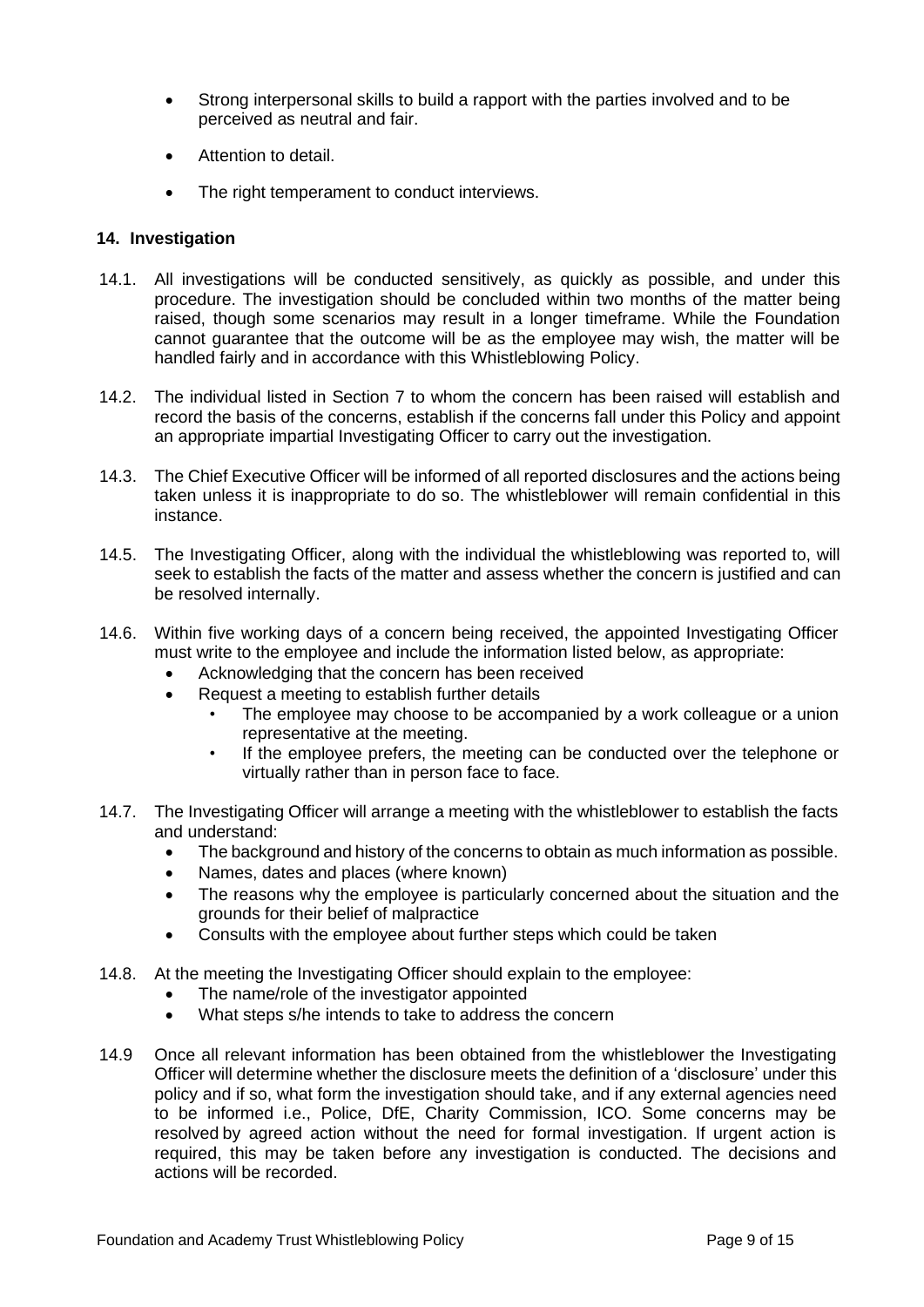- Strong interpersonal skills to build a rapport with the parties involved and to be perceived as neutral and fair.
- Attention to detail.
- The right temperament to conduct interviews.

## 14. Investigation

14.1. All investigations will be conducted sensitively, as quickly as possible, and under this procedure. The investigation should be concluded within two months of the matter being raised, though some scenarios may result in a longer timeframe. While the Foundation cannot guarantee that the outcome will be as the employee may wish, the matter will be handled fairly and in accordance with this Whistleblowing Policy.

14.2. The individual listed in Section 7 to whom the concern has been raised will establish and record the basis of the concerns, establish if the concerns fall under this Policy and appoint an appropriate impartial Investigating Officer to carry out the investigation.

14.3. The Chief Executive Officer will be informed of all reported disclosures and the actions being taken unless it is inappropriate to do so. The whistleblower will remain confidential in this instance.

14.5. The Investigating Officer, along with the individual the whistleblowing was reported to, will seek to establish the facts of the matter and assess whether the concern is justified and can be resolved internally.

14.6. Within five working days of a concern being received, the appointed Investigating Officer must write to the employee and include the information listed below, as appropriate:

- Acknowledging that the concern has been received
- Request a meeting to establish further details
  - The employee may choose to be accompanied by a work colleague or a union representative at the meeting.
  - If the employee prefers, the meeting can be conducted over the telephone or virtually rather than in person face to face.

14.7. The Investigating Officer will arrange a meeting with the whistleblower to establish the facts and understand:

- The background and history of the concerns to obtain as much information as possible.
- Names, dates and places (where known)
- The reasons why the employee is particularly concerned about the situation and the grounds for their belief of malpractice
- Consults with the employee about further steps which could be taken

14.8. At the meeting the Investigating Officer should explain to the employee:

- The name/role of the investigator appointed
- What steps s/he intends to take to address the concern

14.9 Once all relevant information has been obtained from the whistleblower the Investigating Officer will determine whether the disclosure meets the definition of a 'disclosure' under this policy and if so, what form the investigation should take, and if any external agencies need to be informed i.e., Police, DfE, Charity Commission, ICO. Some concerns may be resolved by agreed action without the need for formal investigation. If urgent action is required, this may be taken before any investigation is conducted. The decisions and actions will be recorded.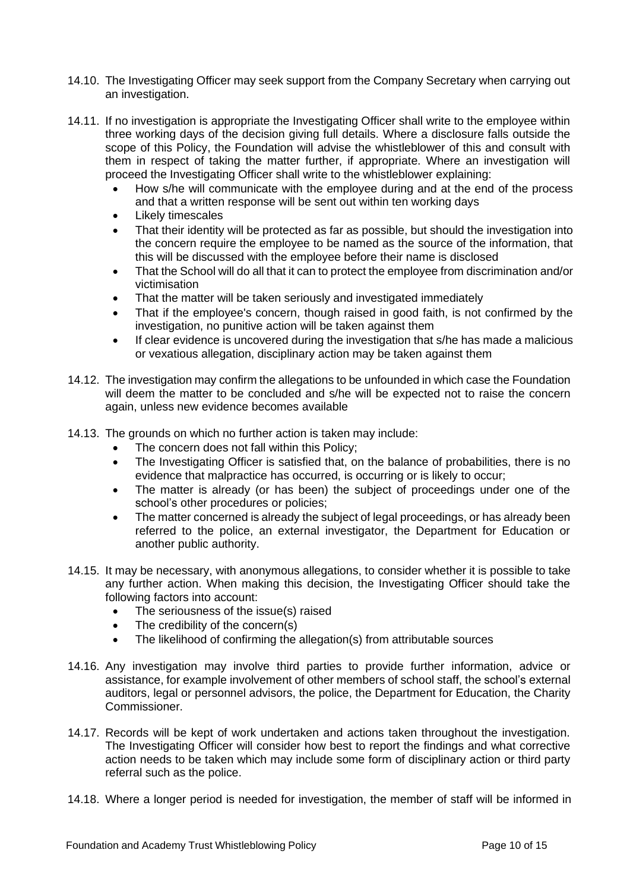14.10. The Investigating Officer may seek support from the Company Secretary when carrying out an investigation.

14.11. If no investigation is appropriate the Investigating Officer shall write to the employee within three working days of the decision giving full details. Where a disclosure falls outside the scope of this Policy, the Foundation will advise the whistleblower of this and consult with them in respect of taking the matter further, if appropriate. Where an investigation will proceed the Investigating Officer shall write to the whistleblower explaining:

- How s/he will communicate with the employee during and at the end of the process and that a written response will be sent out within ten working days
- Likely timescales
- That their identity will be protected as far as possible, but should the investigation into the concern require the employee to be named as the source of the information, that this will be discussed with the employee before their name is disclosed
- That the School will do all that it can to protect the employee from discrimination and/or victimisation
- That the matter will be taken seriously and investigated immediately
- That if the employee's concern, though raised in good faith, is not confirmed by the investigation, no punitive action will be taken against them
- If clear evidence is uncovered during the investigation that s/he has made a malicious or vexatious allegation, disciplinary action may be taken against them

14.12. The investigation may confirm the allegations to be unfounded in which case the Foundation will deem the matter to be concluded and s/he will be expected not to raise the concern again, unless new evidence becomes available

14.13. The grounds on which no further action is taken may include:

- The concern does not fall within this Policy;
- The Investigating Officer is satisfied that, on the balance of probabilities, there is no evidence that malpractice has occurred, is occurring or is likely to occur;
- The matter is already (or has been) the subject of proceedings under one of the school's other procedures or policies;
- The matter concerned is already the subject of legal proceedings, or has already been referred to the police, an external investigator, the Department for Education or another public authority.

14.15. It may be necessary, with anonymous allegations, to consider whether it is possible to take any further action. When making this decision, the Investigating Officer should take the following factors into account:

- The seriousness of the issue(s) raised
- The credibility of the concern(s)
- The likelihood of confirming the allegation(s) from attributable sources

14.16. Any investigation may involve third parties to provide further information, advice or assistance, for example involvement of other members of school staff, the school's external auditors, legal or personnel advisors, the police, the Department for Education, the Charity Commissioner.

14.17. Records will be kept of work undertaken and actions taken throughout the investigation. The Investigating Officer will consider how best to report the findings and what corrective action needs to be taken which may include some form of disciplinary action or third party referral such as the police.

14.18. Where a longer period is needed for investigation, the member of staff will be informed in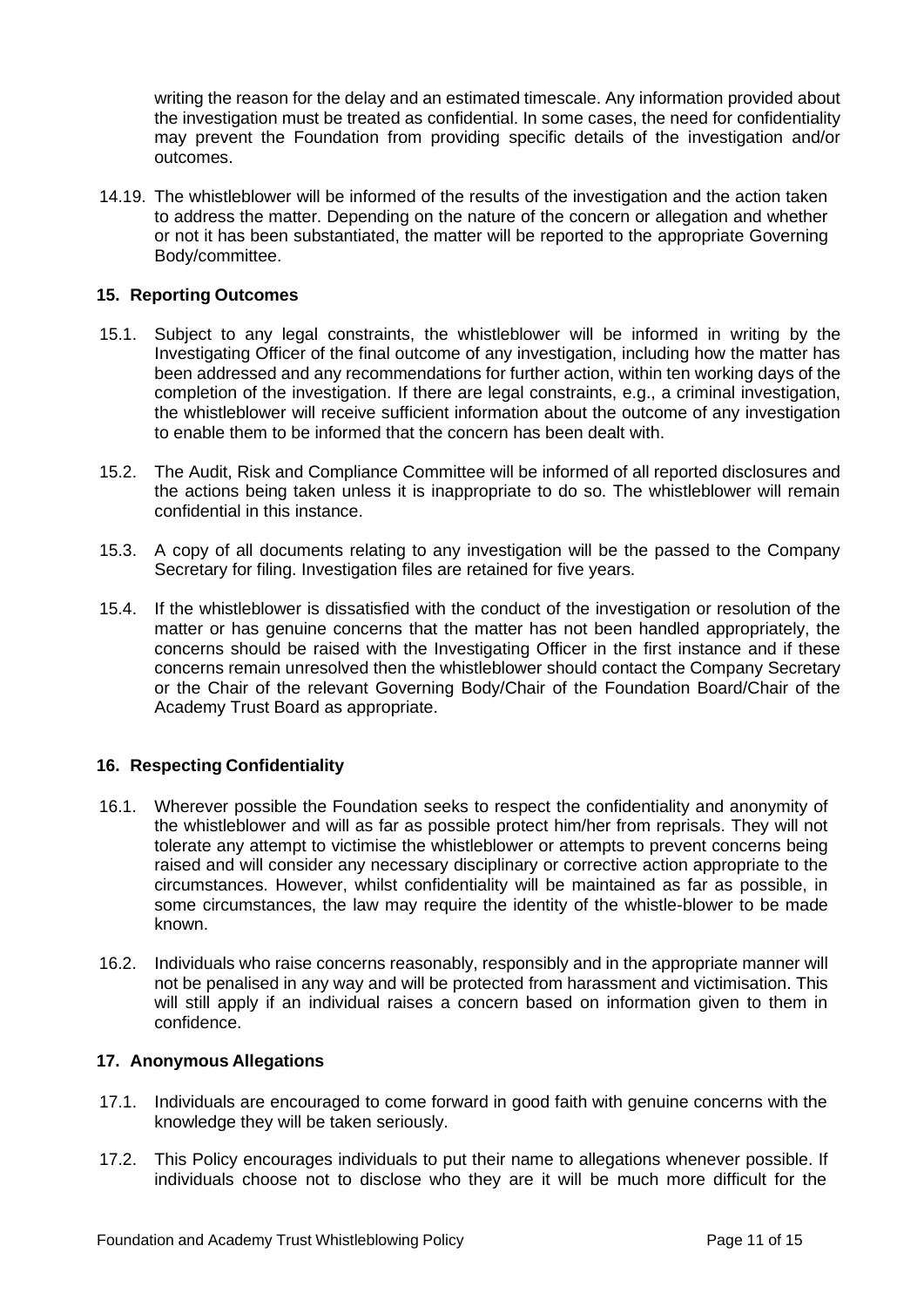writing the reason for the delay and an estimated timescale. Any information provided about the investigation must be treated as confidential. In some cases, the need for confidentiality may prevent the Foundation from providing specific details of the investigation and/or outcomes.

14.19. The whistleblower will be informed of the results of the investigation and the action taken to address the matter. Depending on the nature of the concern or allegation and whether or not it has been substantiated, the matter will be reported to the appropriate Governing Body/committee.

### 15. Reporting Outcomes

15.1. Subject to any legal constraints, the whistleblower will be informed in writing by the Investigating Officer of the final outcome of any investigation, including how the matter has been addressed and any recommendations for further action, within ten working days of the completion of the investigation. If there are legal constraints, e.g., a criminal investigation, the whistleblower will receive sufficient information about the outcome of any investigation to enable them to be informed that the concern has been dealt with.

15.2. The Audit, Risk and Compliance Committee will be informed of all reported disclosures and the actions being taken unless it is inappropriate to do so. The whistleblower will remain confidential in this instance.

15.3. A copy of all documents relating to any investigation will be the passed to the Company Secretary for filing. Investigation files are retained for five years.

15.4. If the whistleblower is dissatisfied with the conduct of the investigation or resolution of the matter or has genuine concerns that the matter has not been handled appropriately, the concerns should be raised with the Investigating Officer in the first instance and if these concerns remain unresolved then the whistleblower should contact the Company Secretary or the Chair of the relevant Governing Body/Chair of the Foundation Board/Chair of the Academy Trust Board as appropriate.

### 16. Respecting Confidentiality

16.1. Wherever possible the Foundation seeks to respect the confidentiality and anonymity of the whistleblower and will as far as possible protect him/her from reprisals. They will not tolerate any attempt to victimise the whistleblower or attempts to prevent concerns being raised and will consider any necessary disciplinary or corrective action appropriate to the circumstances. However, whilst confidentiality will be maintained as far as possible, in some circumstances, the law may require the identity of the whistle-blower to be made known.

16.2. Individuals who raise concerns reasonably, responsibly and in the appropriate manner will not be penalised in any way and will be protected from harassment and victimisation. This will still apply if an individual raises a concern based on information given to them in confidence.

### 17. Anonymous Allegations

17.1. Individuals are encouraged to come forward in good faith with genuine concerns with the knowledge they will be taken seriously.

17.2. This Policy encourages individuals to put their name to allegations whenever possible. If individuals choose not to disclose who they are it will be much more difficult for the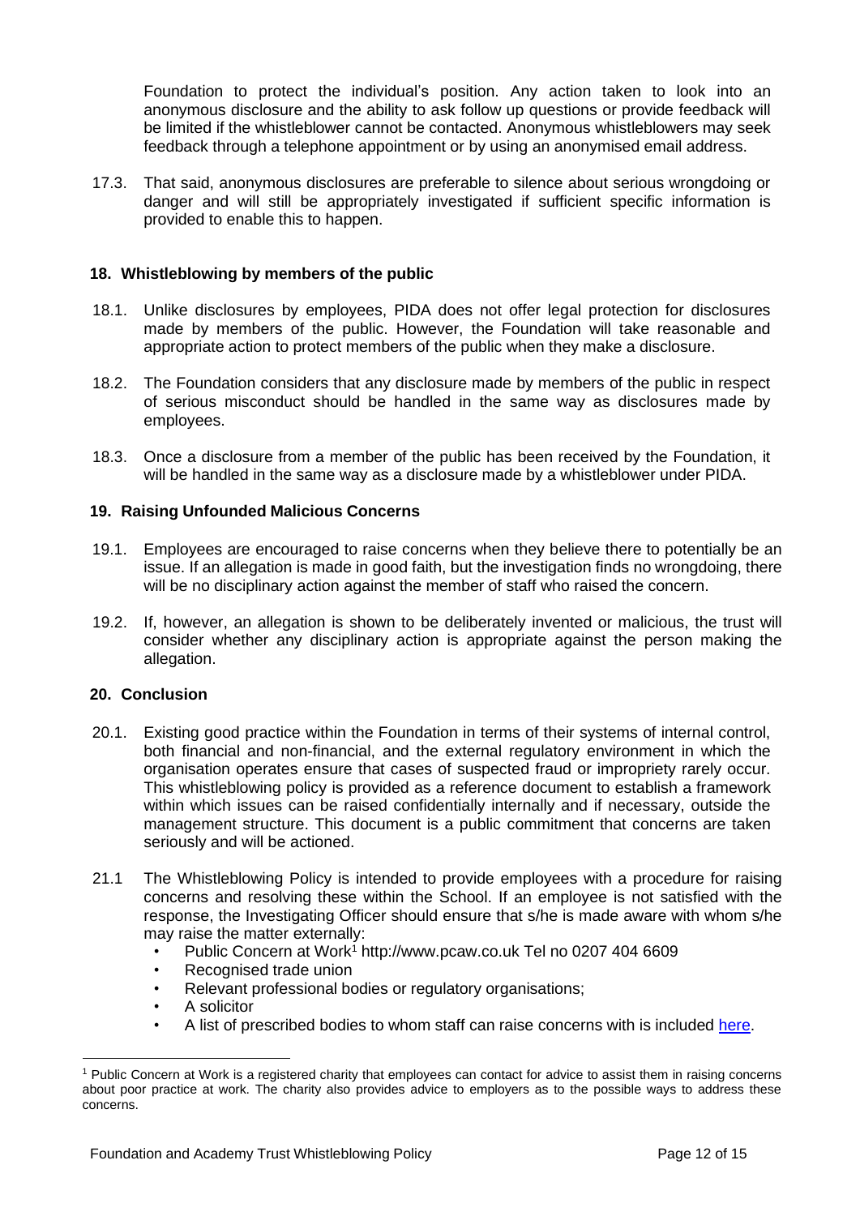Foundation to protect the individual's position. Any action taken to look into an anonymous disclosure and the ability to ask follow up questions or provide feedback will be limited if the whistleblower cannot be contacted. Anonymous whistleblowers may seek feedback through a telephone appointment or by using an anonymised email address.

17.3. That said, anonymous disclosures are preferable to silence about serious wrongdoing or danger and will still be appropriately investigated if sufficient specific information is provided to enable this to happen.

## 18. Whistleblowing by members of the public

18.1. Unlike disclosures by employees, PIDA does not offer legal protection for disclosures made by members of the public. However, the Foundation will take reasonable and appropriate action to protect members of the public when they make a disclosure.

18.2. The Foundation considers that any disclosure made by members of the public in respect of serious misconduct should be handled in the same way as disclosures made by employees.

18.3. Once a disclosure from a member of the public has been received by the Foundation, it will be handled in the same way as a disclosure made by a whistleblower under PIDA.

## 19. Raising Unfounded Malicious Concerns

19.1. Employees are encouraged to raise concerns when they believe there to potentially be an issue. If an allegation is made in good faith, but the investigation finds no wrongdoing, there will be no disciplinary action against the member of staff who raised the concern.

19.2. If, however, an allegation is shown to be deliberately invented or malicious, the trust will consider whether any disciplinary action is appropriate against the person making the allegation.

## 20. Conclusion

20.1. Existing good practice within the Foundation in terms of their systems of internal control, both financial and non-financial, and the external regulatory environment in which the organisation operates ensure that cases of suspected fraud or impropriety rarely occur. This whistleblowing policy is provided as a reference document to establish a framework within which issues can be raised confidentially internally and if necessary, outside the management structure. This document is a public commitment that concerns are taken seriously and will be actioned.

21.1 The Whistleblowing Policy is intended to provide employees with a procedure for raising concerns and resolving these within the School. If an employee is not satisfied with the response, the Investigating Officer should ensure that s/he is made aware with whom s/he may raise the matter externally:

- Public Concern at Work[1] http://www.pcaw.co.uk Tel no 0207 404 6609
- Recognised trade union
- Relevant professional bodies or regulatory organisations;
- A solicitor
- A list of prescribed bodies to whom staff can raise concerns with is included here.

[1] Public Concern at Work is a registered charity that employees can contact for advice to assist them in raising concerns about poor practice at work. The charity also provides advice to employers as to the possible ways to address these concerns.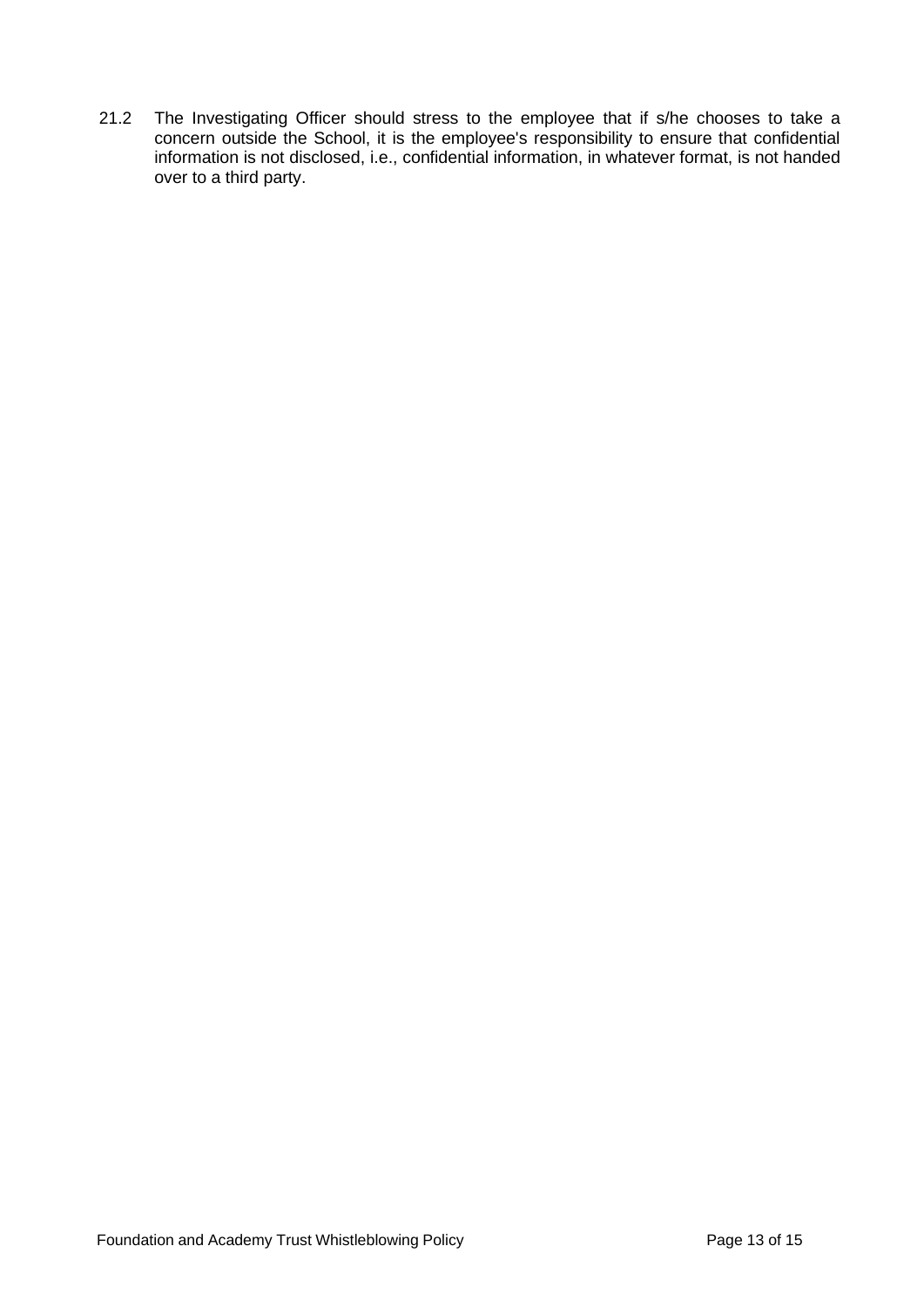21.2 The Investigating Officer should stress to the employee that if s/he chooses to take a concern outside the School, it is the employee's responsibility to ensure that confidential information is not disclosed, i.e., confidential information, in whatever format, is not handed over to a third party.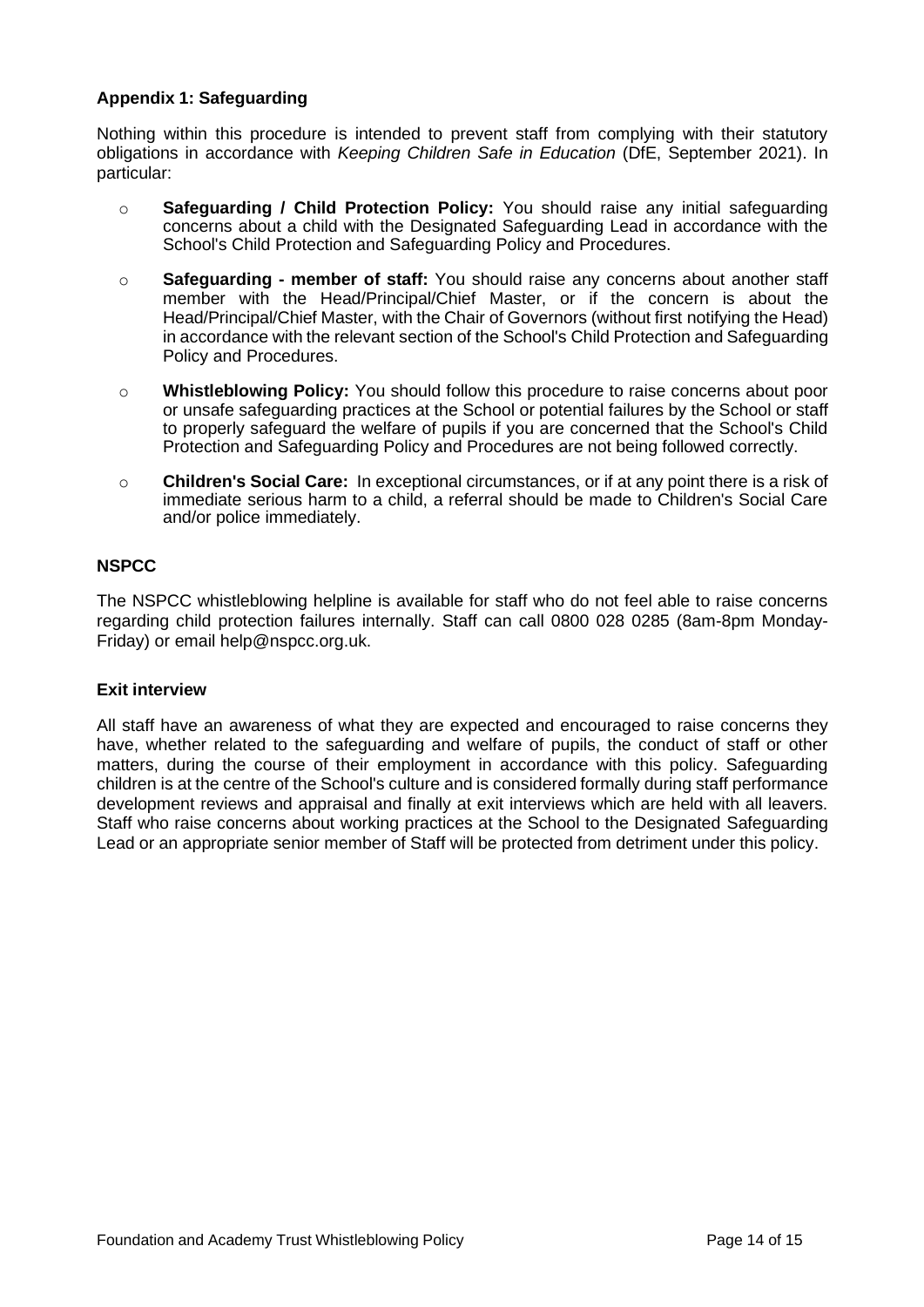### Appendix 1: Safeguarding

Nothing within this procedure is intended to prevent staff from complying with their statutory obligations in accordance with *Keeping Children Safe in Education* (DfE, September 2021). In particular:

- **Safeguarding / Child Protection Policy:** You should raise any initial safeguarding concerns about a child with the Designated Safeguarding Lead in accordance with the School's Child Protection and Safeguarding Policy and Procedures.
- **Safeguarding - member of staff:** You should raise any concerns about another staff member with the Head/Principal/Chief Master, or if the concern is about the Head/Principal/Chief Master, with the Chair of Governors (without first notifying the Head) in accordance with the relevant section of the School's Child Protection and Safeguarding Policy and Procedures.
- **Whistleblowing Policy:** You should follow this procedure to raise concerns about poor or unsafe safeguarding practices at the School or potential failures by the School or staff to properly safeguard the welfare of pupils if you are concerned that the School's Child Protection and Safeguarding Policy and Procedures are not being followed correctly.
- **Children's Social Care:** In exceptional circumstances, or if at any point there is a risk of immediate serious harm to a child, a referral should be made to Children's Social Care and/or police immediately.

### NSPCC

The NSPCC whistleblowing helpline is available for staff who do not feel able to raise concerns regarding child protection failures internally. Staff can call 0800 028 0285 (8am-8pm Monday-Friday) or email help@nspcc.org.uk.

### Exit interview

All staff have an awareness of what they are expected and encouraged to raise concerns they have, whether related to the safeguarding and welfare of pupils, the conduct of staff or other matters, during the course of their employment in accordance with this policy. Safeguarding children is at the centre of the School's culture and is considered formally during staff performance development reviews and appraisal and finally at exit interviews which are held with all leavers. Staff who raise concerns about working practices at the School to the Designated Safeguarding Lead or an appropriate senior member of Staff will be protected from detriment under this policy.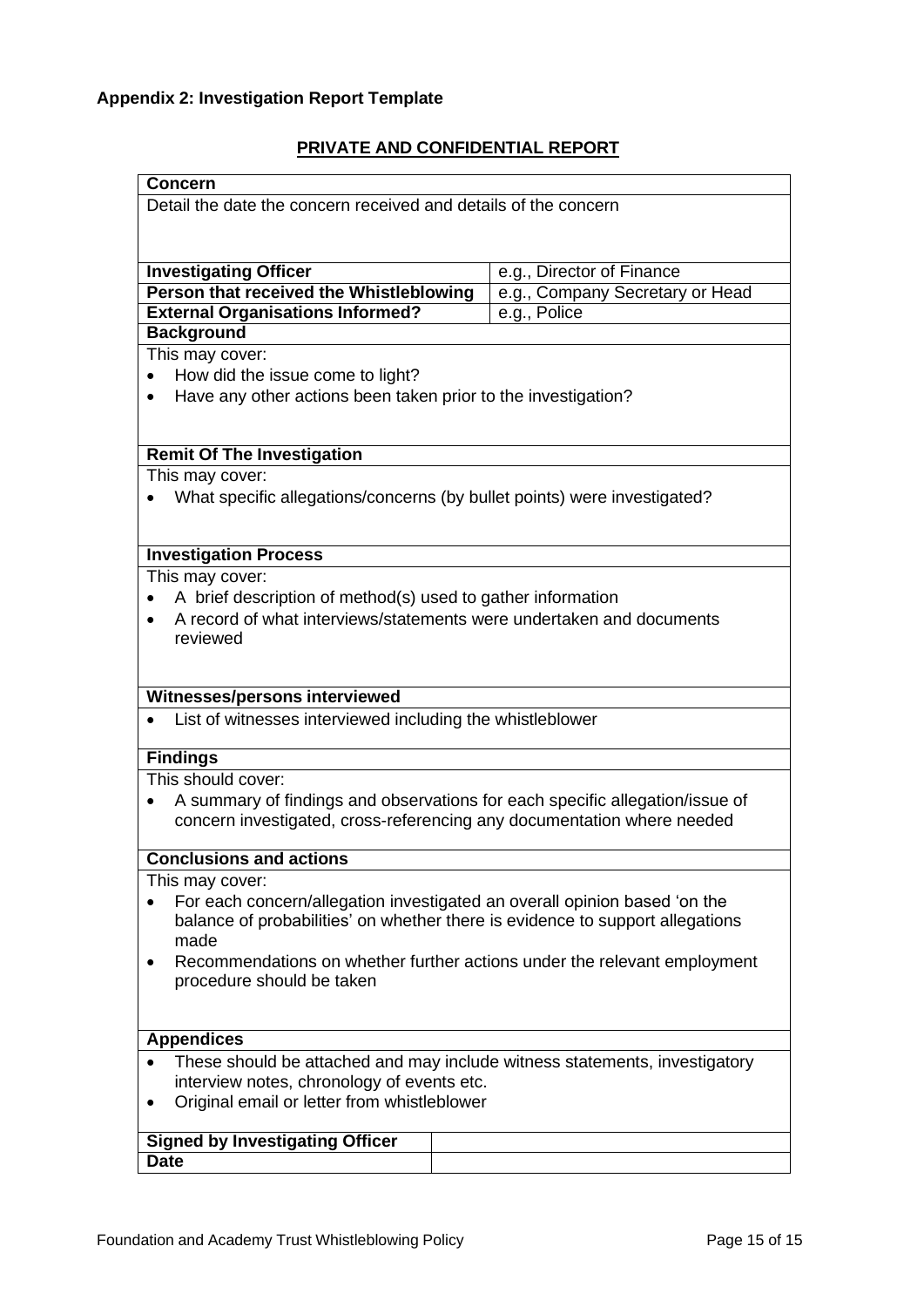### Appendix 2: Investigation Report Template

**PRIVATE AND CONFIDENTIAL REPORT**

| | |
|---|---|
| **Concern** | |
| Detail the date the concern received and details of the concern | |
| **Investigating Officer** | e.g., Director of Finance |
| **Person that received the Whistleblowing** | e.g., Company Secretary or Head |
| **External Organisations Informed?** | e.g., Police |
| **Background** | |
| This may cover:<br>• How did the issue come to light?<br>• Have any other actions been taken prior to the investigation? | |
| **Remit Of The Investigation** | |
| This may cover:<br>• What specific allegations/concerns (by bullet points) were investigated? | |
| **Investigation Process** | |
| This may cover:<br>• A brief description of method(s) used to gather information<br>• A record of what interviews/statements were undertaken and documents reviewed | |
| **Witnesses/persons interviewed** | |
| • List of witnesses interviewed including the whistleblower | |
| **Findings** | |
| This should cover:<br>• A summary of findings and observations for each specific allegation/issue of concern investigated, cross-referencing any documentation where needed | |
| **Conclusions and actions** | |
| This may cover:<br>• For each concern/allegation investigated an overall opinion based 'on the balance of probabilities' on whether there is evidence to support allegations made<br>• Recommendations on whether further actions under the relevant employment procedure should be taken | |
| **Appendices** | |
| • These should be attached and may include witness statements, investigatory interview notes, chronology of events etc.<br>• Original email or letter from whistleblower | |
| **Signed by Investigating Officer** | |
| **Date** | |